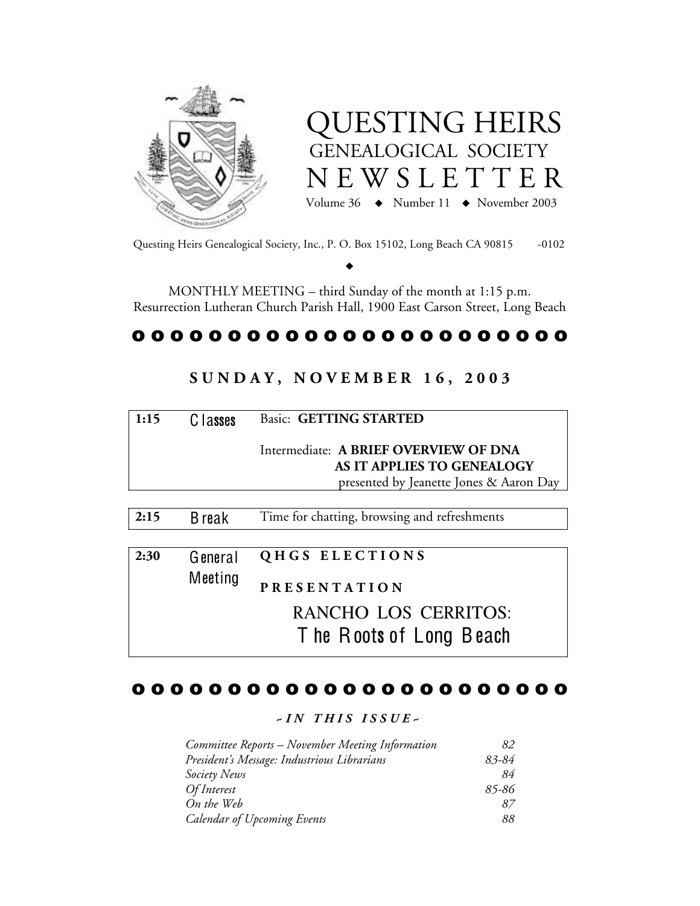# QUESTING HEIRS
## GENEALOGICAL SOCIETY
# NEWSLETTER

Volume 36 ◆ Number 11 ◆ November 2003

Questing Heirs Genealogical Society, Inc., P. O. Box 15102, Long Beach CA 90815 -0102

◆

MONTHLY MEETING – third Sunday of the month at 1:15 p.m.
Resurrection Lutheran Church Parish Hall, 1900 East Carson Street, Long Beach

## SUNDAY, NOVEMBER 16, 2003

| | | |
|---|---|---|
| **1:15** | Classes | Basic: **GETTING STARTED**<br><br>Intermediate: **A BRIEF OVERVIEW OF DNA AS IT APPLIES TO GENEALOGY**<br>presented by Jeanette Jones & Aaron Day |
| **2:15** | Break | Time for chatting, browsing and refreshments |
| **2:30** | General Meeting | **QHGS ELECTIONS**<br><br>**PRESENTATION**<br>RANCHO LOS CERRITOS:<br>The Roots of Long Beach |

### *~ IN THIS ISSUE ~*

| | |
|---|---|
| *Committee Reports – November Meeting Information* | *82* |
| *President's Message: Industrious Librarians* | *83-84* |
| *Society News* | *84* |
| *Of Interest* | *85-86* |
| *On the Web* | *87* |
| *Calendar of Upcoming Events* | *88* |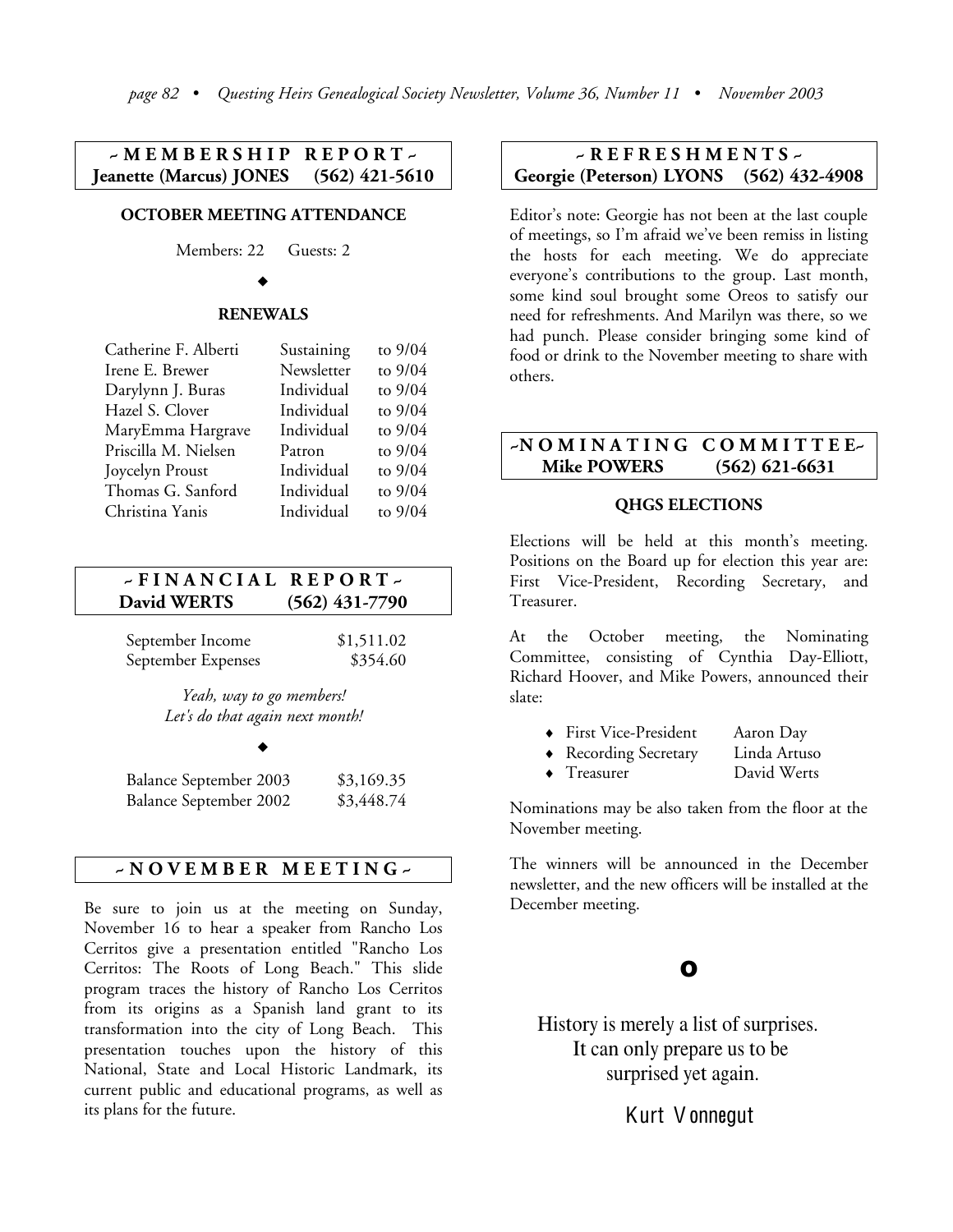## ~ MEMBERSHIP REPORT ~

**Jeanette (Marcus) JONES (562) 421-5610**

**OCTOBER MEETING ATTENDANCE**

Members: 22 Guests: 2

◆

**RENEWALS**

| | | |
|---|---|---|
| Catherine F. Alberti | Sustaining | to 9/04 |
| Irene E. Brewer | Newsletter | to 9/04 |
| Darylynn J. Buras | Individual | to 9/04 |
| Hazel S. Clover | Individual | to 9/04 |
| MaryEmma Hargrave | Individual | to 9/04 |
| Priscilla M. Nielsen | Patron | to 9/04 |
| Joycelyn Proust | Individual | to 9/04 |
| Thomas G. Sanford | Individual | to 9/04 |
| Christina Yanis | Individual | to 9/04 |

## ~ FINANCIAL REPORT ~

**David WERTS (562) 431-7790**

| | |
|---|---|
| September Income | $1,511.02 |
| September Expenses | $354.60 |

*Yeah, way to go members!*
*Let's do that again next month!*

◆

| | |
|---|---|
| Balance September 2003 | $3,169.35 |
| Balance September 2002 | $3,448.74 |

## ~ NOVEMBER MEETING ~

Be sure to join us at the meeting on Sunday, November 16 to hear a speaker from Rancho Los Cerritos give a presentation entitled "Rancho Los Cerritos: The Roots of Long Beach." This slide program traces the history of Rancho Los Cerritos from its origins as a Spanish land grant to its transformation into the city of Long Beach. This presentation touches upon the history of this National, State and Local Historic Landmark, its current public and educational programs, as well as its plans for the future.

## ~ REFRESHMENTS ~

**Georgie (Peterson) LYONS (562) 432-4908**

Editor's note: Georgie has not been at the last couple of meetings, so I'm afraid we've been remiss in listing the hosts for each meeting. We do appreciate everyone's contributions to the group. Last month, some kind soul brought some Oreos to satisfy our need for refreshments. And Marilyn was there, so we had punch. Please consider bringing some kind of food or drink to the November meeting to share with others.

## ~NOMINATING COMMITTEE~

**Mike POWERS (562) 621-6631**

**QHGS ELECTIONS**

Elections will be held at this month's meeting. Positions on the Board up for election this year are: First Vice-President, Recording Secretary, and Treasurer.

At the October meeting, the Nominating Committee, consisting of Cynthia Day-Elliott, Richard Hoover, and Mike Powers, announced their slate:

- First Vice-President — Aaron Day
- Recording Secretary — Linda Artuso
- Treasurer — David Werts

Nominations may be also taken from the floor at the November meeting.

The winners will be announced in the December newsletter, and the new officers will be installed at the December meeting.

History is merely a list of surprises.
It can only prepare us to be
surprised yet again.

Kurt Vonnegut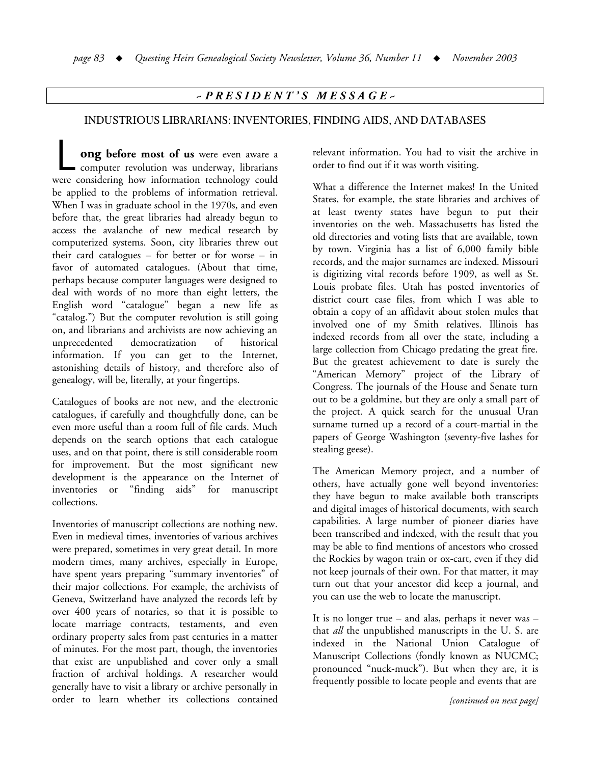## ~ PRESIDENT'S MESSAGE ~

### INDUSTRIOUS LIBRARIANS: INVENTORIES, FINDING AIDS, AND DATABASES

**Long before most of us** were even aware a computer revolution was underway, librarians were considering how information technology could be applied to the problems of information retrieval. When I was in graduate school in the 1970s, and even before that, the great libraries had already begun to access the avalanche of new medical research by computerized systems. Soon, city libraries threw out their card catalogues – for better or for worse – in favor of automated catalogues. (About that time, perhaps because computer languages were designed to deal with words of no more than eight letters, the English word "catalogue" began a new life as "catalog.") But the computer revolution is still going on, and librarians and archivists are now achieving an unprecedented democratization of historical information. If you can get to the Internet, astonishing details of history, and therefore also of genealogy, will be, literally, at your fingertips.

Catalogues of books are not new, and the electronic catalogues, if carefully and thoughtfully done, can be even more useful than a room full of file cards. Much depends on the search options that each catalogue uses, and on that point, there is still considerable room for improvement. But the most significant new development is the appearance on the Internet of inventories or "finding aids" for manuscript collections.

Inventories of manuscript collections are nothing new. Even in medieval times, inventories of various archives were prepared, sometimes in very great detail. In more modern times, many archives, especially in Europe, have spent years preparing "summary inventories" of their major collections. For example, the archivists of Geneva, Switzerland have analyzed the records left by over 400 years of notaries, so that it is possible to locate marriage contracts, testaments, and even ordinary property sales from past centuries in a matter of minutes. For the most part, though, the inventories that exist are unpublished and cover only a small fraction of archival holdings. A researcher would generally have to visit a library or archive personally in order to learn whether its collections contained relevant information. You had to visit the archive in order to find out if it was worth visiting.

What a difference the Internet makes! In the United States, for example, the state libraries and archives of at least twenty states have begun to put their inventories on the web. Massachusetts has listed the old directories and voting lists that are available, town by town. Virginia has a list of 6,000 family bible records, and the major surnames are indexed. Missouri is digitizing vital records before 1909, as well as St. Louis probate files. Utah has posted inventories of district court case files, from which I was able to obtain a copy of an affidavit about stolen mules that involved one of my Smith relatives. Illinois has indexed records from all over the state, including a large collection from Chicago predating the great fire. But the greatest achievement to date is surely the "American Memory" project of the Library of Congress. The journals of the House and Senate turn out to be a goldmine, but they are only a small part of the project. A quick search for the unusual Uran surname turned up a record of a court-martial in the papers of George Washington (seventy-five lashes for stealing geese).

The American Memory project, and a number of others, have actually gone well beyond inventories: they have begun to make available both transcripts and digital images of historical documents, with search capabilities. A large number of pioneer diaries have been transcribed and indexed, with the result that you may be able to find mentions of ancestors who crossed the Rockies by wagon train or ox-cart, even if they did not keep journals of their own. For that matter, it may turn out that your ancestor did keep a journal, and you can use the web to locate the manuscript.

It is no longer true – and alas, perhaps it never was – that *all* the unpublished manuscripts in the U. S. are indexed in the National Union Catalogue of Manuscript Collections (fondly known as NUCMC; pronounced "nuck-muck"). But when they are, it is frequently possible to locate people and events that are

*[continued on next page]*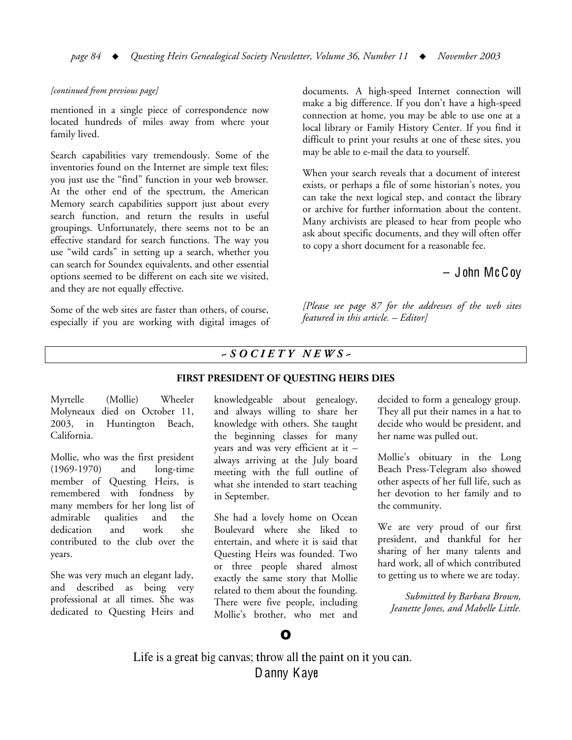*[continued from previous page]*

mentioned in a single piece of correspondence now located hundreds of miles away from where your family lived.

Search capabilities vary tremendously. Some of the inventories found on the Internet are simple text files; you just use the "find" function in your web browser. At the other end of the spectrum, the American Memory search capabilities support just about every search function, and return the results in useful groupings. Unfortunately, there seems not to be an effective standard for search functions. The way you use "wild cards" in setting up a search, whether you can search for Soundex equivalents, and other essential options seemed to be different on each site we visited, and they are not equally effective.

Some of the web sites are faster than others, of course, especially if you are working with digital images of documents. A high-speed Internet connection will make a big difference. If you don't have a high-speed connection at home, you may be able to use one at a local library or Family History Center. If you find it difficult to print your results at one of these sites, you may be able to e-mail the data to yourself.

When your search reveals that a document of interest exists, or perhaps a file of some historian's notes, you can take the next logical step, and contact the library or archive for further information about the content. Many archivists are pleased to hear from people who ask about specific documents, and they will often offer to copy a short document for a reasonable fee.

– John McCoy

*[Please see page 87 for the addresses of the web sites featured in this article. – Editor]*

## *~ SOCIETY NEWS ~*

### FIRST PRESIDENT OF QUESTING HEIRS DIES

Myrtelle (Mollie) Wheeler Molyneaux died on October 11, 2003, in Huntington Beach, California.

Mollie, who was the first president (1969-1970) and long-time member of Questing Heirs, is remembered with fondness by many members for her long list of admirable qualities and the dedication and work she contributed to the club over the years.

She was very much an elegant lady, and described as being very professional at all times. She was dedicated to Questing Heirs and knowledgeable about genealogy, and always willing to share her knowledge with others. She taught the beginning classes for many years and was very efficient at it – always arriving at the July board meeting with the full outline of what she intended to start teaching in September.

She had a lovely home on Ocean Boulevard where she liked to entertain, and where it is said that Questing Heirs was founded. Two or three people shared almost exactly the same story that Mollie related to them about the founding. There were five people, including Mollie's brother, who met and decided to form a genealogy group. They all put their names in a hat to decide who would be president, and her name was pulled out.

Mollie's obituary in the Long Beach Press-Telegram also showed other aspects of her full life, such as her devotion to her family and to the community.

We are very proud of our first president, and thankful for her sharing of her many talents and hard work, all of which contributed to getting us to where we are today.

*Submitted by Barbara Brown, Jeanette Jones, and Mabelle Little.*

Life is a great big canvas; throw all the paint on it you can.
Danny Kaye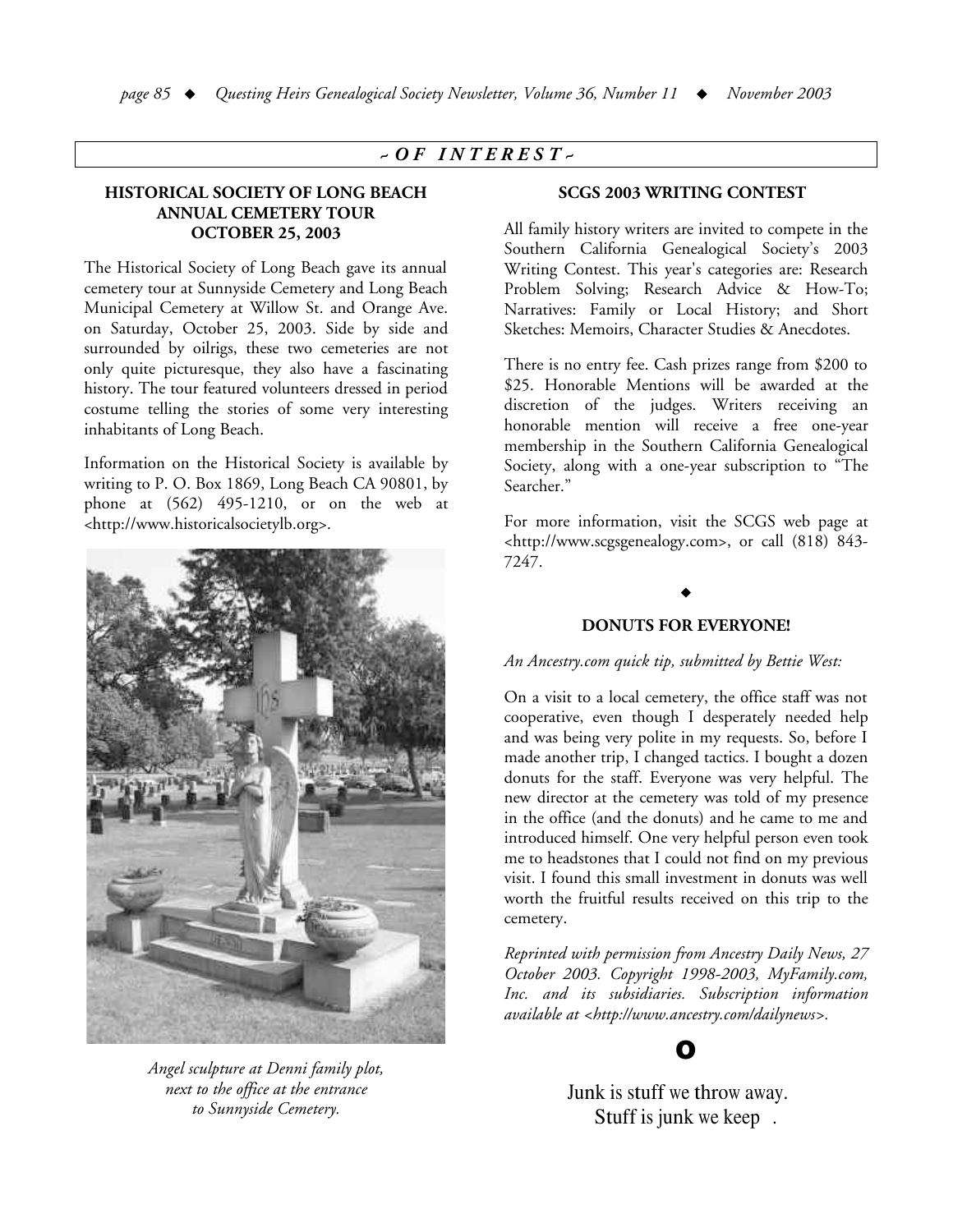## ~ OF INTEREST ~

### HISTORICAL SOCIETY OF LONG BEACH ANNUAL CEMETERY TOUR OCTOBER 25, 2003

The Historical Society of Long Beach gave its annual cemetery tour at Sunnyside Cemetery and Long Beach Municipal Cemetery at Willow St. and Orange Ave. on Saturday, October 25, 2003. Side by side and surrounded by oilrigs, these two cemeteries are not only quite picturesque, they also have a fascinating history. The tour featured volunteers dressed in period costume telling the stories of some very interesting inhabitants of Long Beach.

Information on the Historical Society is available by writing to P. O. Box 1869, Long Beach CA 90801, by phone at (562) 495-1210, or on the web at <http://www.historicalsocietylb.org>.

*Angel sculpture at Denni family plot, next to the office at the entrance to Sunnyside Cemetery.*

### SCGS 2003 WRITING CONTEST

All family history writers are invited to compete in the Southern California Genealogical Society's 2003 Writing Contest. This year's categories are: Research Problem Solving; Research Advice & How-To; Narratives: Family or Local History; and Short Sketches: Memoirs, Character Studies & Anecdotes.

There is no entry fee. Cash prizes range from $200 to $25. Honorable Mentions will be awarded at the discretion of the judges. Writers receiving an honorable mention will receive a free one-year membership in the Southern California Genealogical Society, along with a one-year subscription to "The Searcher."

For more information, visit the SCGS web page at <http://www.scgsgenealogy.com>, or call (818) 843-7247.

◆

### DONUTS FOR EVERYONE!

*An Ancestry.com quick tip, submitted by Bettie West:*

On a visit to a local cemetery, the office staff was not cooperative, even though I desperately needed help and was being very polite in my requests. So, before I made another trip, I changed tactics. I bought a dozen donuts for the staff. Everyone was very helpful. The new director at the cemetery was told of my presence in the office (and the donuts) and he came to me and introduced himself. One very helpful person even took me to headstones that I could not find on my previous visit. I found this small investment in donuts was well worth the fruitful results received on this trip to the cemetery.

*Reprinted with permission from Ancestry Daily News, 27 October 2003. Copyright 1998-2003, MyFamily.com, Inc. and its subsidiaries. Subscription information available at <http://www.ancestry.com/dailynews>.*

Junk is stuff we throw away.
Stuff is junk we keep.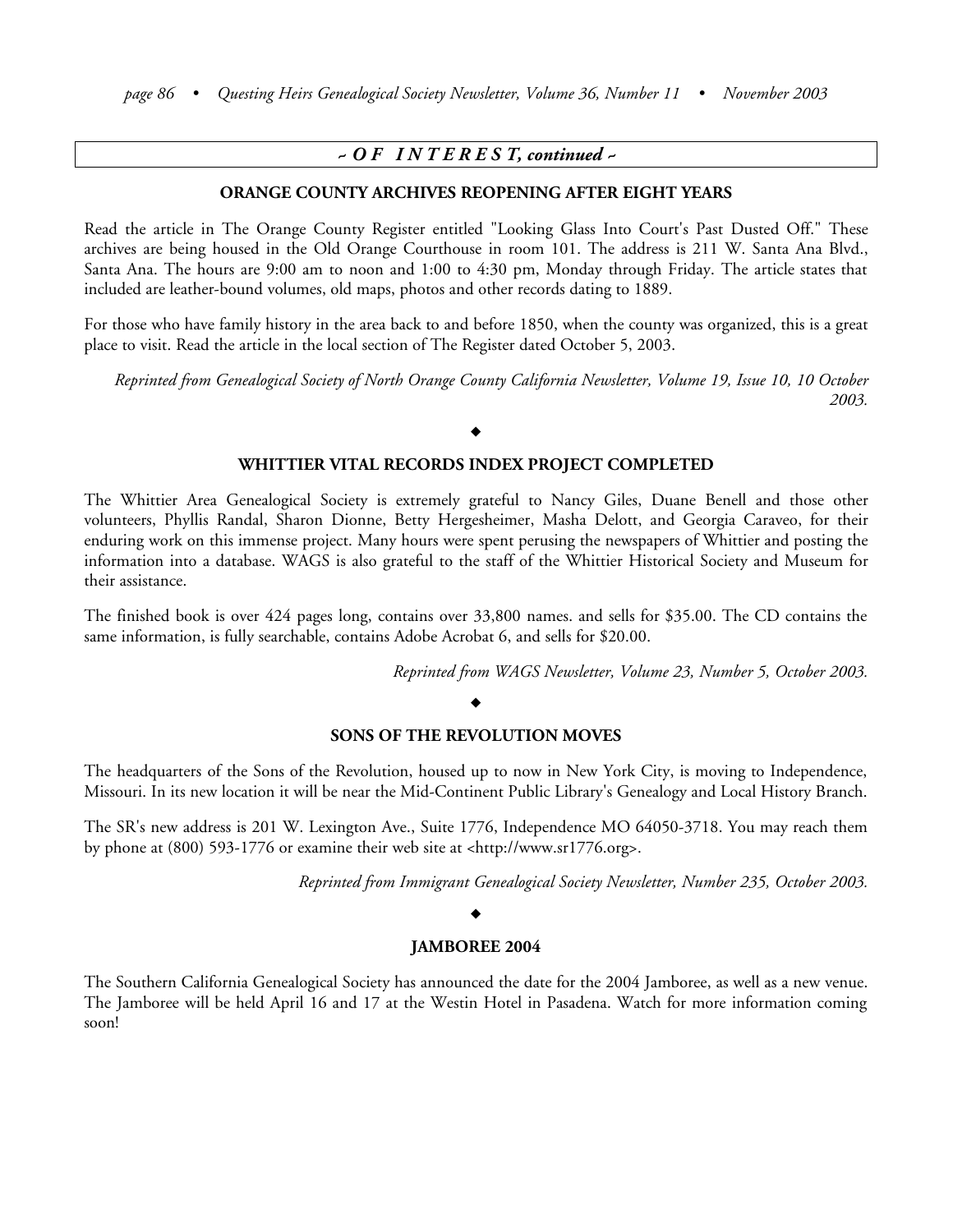## ~ O F   I N T E R E S T, *continued* ~

### ORANGE COUNTY ARCHIVES REOPENING AFTER EIGHT YEARS

Read the article in The Orange County Register entitled "Looking Glass Into Court's Past Dusted Off." These archives are being housed in the Old Orange Courthouse in room 101. The address is 211 W. Santa Ana Blvd., Santa Ana. The hours are 9:00 am to noon and 1:00 to 4:30 pm, Monday through Friday. The article states that included are leather-bound volumes, old maps, photos and other records dating to 1889.

For those who have family history in the area back to and before 1850, when the county was organized, this is a great place to visit. Read the article in the local section of The Register dated October 5, 2003.

*Reprinted from Genealogical Society of North Orange County California Newsletter, Volume 19, Issue 10, 10 October 2003.*

◆

### WHITTIER VITAL RECORDS INDEX PROJECT COMPLETED

The Whittier Area Genealogical Society is extremely grateful to Nancy Giles, Duane Benell and those other volunteers, Phyllis Randal, Sharon Dionne, Betty Hergesheimer, Masha Delott, and Georgia Caraveo, for their enduring work on this immense project. Many hours were spent perusing the newspapers of Whittier and posting the information into a database. WAGS is also grateful to the staff of the Whittier Historical Society and Museum for their assistance.

The finished book is over 424 pages long, contains over 33,800 names. and sells for $35.00. The CD contains the same information, is fully searchable, contains Adobe Acrobat 6, and sells for $20.00.

*Reprinted from WAGS Newsletter, Volume 23, Number 5, October 2003.*

◆

### SONS OF THE REVOLUTION MOVES

The headquarters of the Sons of the Revolution, housed up to now in New York City, is moving to Independence, Missouri. In its new location it will be near the Mid-Continent Public Library's Genealogy and Local History Branch.

The SR's new address is 201 W. Lexington Ave., Suite 1776, Independence MO 64050-3718. You may reach them by phone at (800) 593-1776 or examine their web site at <http://www.sr1776.org>.

*Reprinted from Immigrant Genealogical Society Newsletter, Number 235, October 2003.*

◆

### JAMBOREE 2004

The Southern California Genealogical Society has announced the date for the 2004 Jamboree, as well as a new venue. The Jamboree will be held April 16 and 17 at the Westin Hotel in Pasadena. Watch for more information coming soon!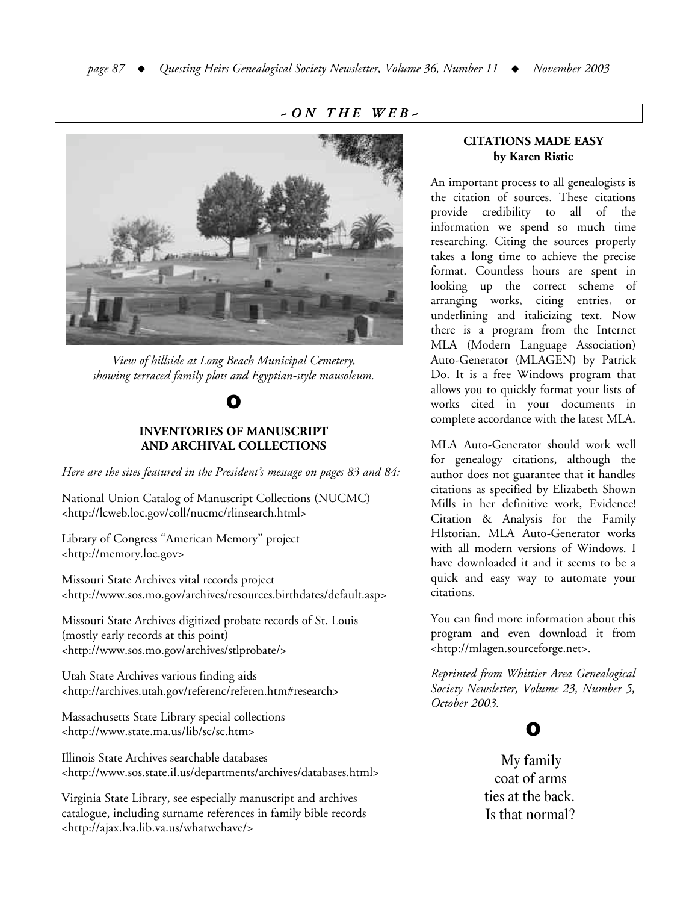## ~ ON THE WEB ~

*View of hillside at Long Beach Municipal Cemetery, showing terraced family plots and Egyptian-style mausoleum.*

### INVENTORIES OF MANUSCRIPT AND ARCHIVAL COLLECTIONS

*Here are the sites featured in the President's message on pages 83 and 84:*

National Union Catalog of Manuscript Collections (NUCMC)
<http://lcweb.loc.gov/coll/nucmc/rlinsearch.html>

Library of Congress "American Memory" project
<http://memory.loc.gov>

Missouri State Archives vital records project
<http://www.sos.mo.gov/archives/resources.birthdates/default.asp>

Missouri State Archives digitized probate records of St. Louis (mostly early records at this point)
<http://www.sos.mo.gov/archives/stlprobate/>

Utah State Archives various finding aids
<http://archives.utah.gov/referenc/referen.htm#research>

Massachusetts State Library special collections
<http://www.state.ma.us/lib/sc/sc.htm>

Illinois State Archives searchable databases
<http://www.sos.state.il.us/departments/archives/databases.html>

Virginia State Library, see especially manuscript and archives catalogue, including surname references in family bible records
<http://ajax.lva.lib.va.us/whatwehave/>

### CITATIONS MADE EASY
**by Karen Ristic**

An important process to all genealogists is the citation of sources. These citations provide credibility to all of the information we spend so much time researching. Citing the sources properly takes a long time to achieve the precise format. Countless hours are spent in looking up the correct scheme of arranging works, citing entries, or underlining and italicizing text. Now there is a program from the Internet MLA (Modern Language Association) Auto-Generator (MLAGEN) by Patrick Do. It is a free Windows program that allows you to quickly format your lists of works cited in your documents in complete accordance with the latest MLA.

MLA Auto-Generator should work well for genealogy citations, although the author does not guarantee that it handles citations as specified by Elizabeth Shown Mills in her definitive work, Evidence! Citation & Analysis for the Family HIstorian. MLA Auto-Generator works with all modern versions of Windows. I have downloaded it and it seems to be a quick and easy way to automate your citations.

You can find more information about this program and even download it from <http://mlagen.sourceforge.net>.

*Reprinted from Whittier Area Genealogical Society Newsletter, Volume 23, Number 5, October 2003.*

My family
coat of arms
ties at the back.
Is that normal?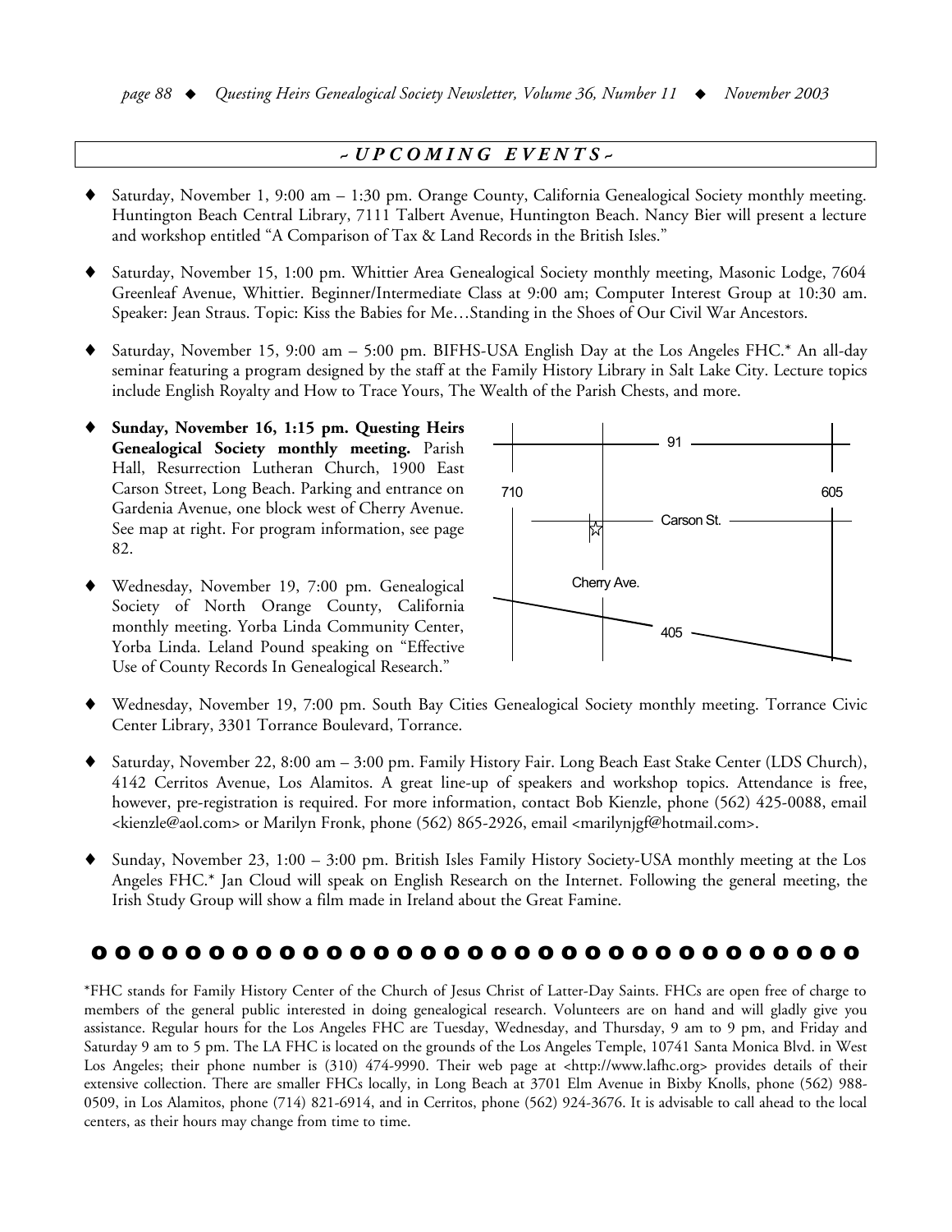## ~ UPCOMING EVENTS ~

- Saturday, November 1, 9:00 am – 1:30 pm. Orange County, California Genealogical Society monthly meeting. Huntington Beach Central Library, 7111 Talbert Avenue, Huntington Beach. Nancy Bier will present a lecture and workshop entitled "A Comparison of Tax & Land Records in the British Isles."

- Saturday, November 15, 1:00 pm. Whittier Area Genealogical Society monthly meeting, Masonic Lodge, 7604 Greenleaf Avenue, Whittier. Beginner/Intermediate Class at 9:00 am; Computer Interest Group at 10:30 am. Speaker: Jean Straus. Topic: Kiss the Babies for Me…Standing in the Shoes of Our Civil War Ancestors.

- Saturday, November 15, 9:00 am – 5:00 pm. BIFHS-USA English Day at the Los Angeles FHC.* An all-day seminar featuring a program designed by the staff at the Family History Library in Salt Lake City. Lecture topics include English Royalty and How to Trace Yours, The Wealth of the Parish Chests, and more.

- **Sunday, November 16, 1:15 pm. Questing Heirs Genealogical Society monthly meeting.** Parish Hall, Resurrection Lutheran Church, 1900 East Carson Street, Long Beach. Parking and entrance on Gardenia Avenue, one block west of Cherry Avenue. See map at right. For program information, see page 82.

91
710
605
Carson St.
Cherry Ave.
405

- Wednesday, November 19, 7:00 pm. Genealogical Society of North Orange County, California monthly meeting. Yorba Linda Community Center, Yorba Linda. Leland Pound speaking on "Effective Use of County Records In Genealogical Research."

- Wednesday, November 19, 7:00 pm. South Bay Cities Genealogical Society monthly meeting. Torrance Civic Center Library, 3301 Torrance Boulevard, Torrance.

- Saturday, November 22, 8:00 am – 3:00 pm. Family History Fair. Long Beach East Stake Center (LDS Church), 4142 Cerritos Avenue, Los Alamitos. A great line-up of speakers and workshop topics. Attendance is free, however, pre-registration is required. For more information, contact Bob Kienzle, phone (562) 425-0088, email <kienzle@aol.com> or Marilyn Fronk, phone (562) 865-2926, email <marilynjgf@hotmail.com>.

- Sunday, November 23, 1:00 – 3:00 pm. British Isles Family History Society-USA monthly meeting at the Los Angeles FHC.* Jan Cloud will speak on English Research on the Internet. Following the general meeting, the Irish Study Group will show a film made in Ireland about the Great Famine.

---

*FHC stands for Family History Center of the Church of Jesus Christ of Latter-Day Saints. FHCs are open free of charge to members of the general public interested in doing genealogical research. Volunteers are on hand and will gladly give you assistance. Regular hours for the Los Angeles FHC are Tuesday, Wednesday, and Thursday, 9 am to 9 pm, and Friday and Saturday 9 am to 5 pm. The LA FHC is located on the grounds of the Los Angeles Temple, 10741 Santa Monica Blvd. in West Los Angeles; their phone number is (310) 474-9990. Their web page at <http://www.lafhc.org> provides details of their extensive collection. There are smaller FHCs locally, in Long Beach at 3701 Elm Avenue in Bixby Knolls, phone (562) 988-0509, in Los Alamitos, phone (714) 821-6914, and in Cerritos, phone (562) 924-3676. It is advisable to call ahead to the local centers, as their hours may change from time to time.